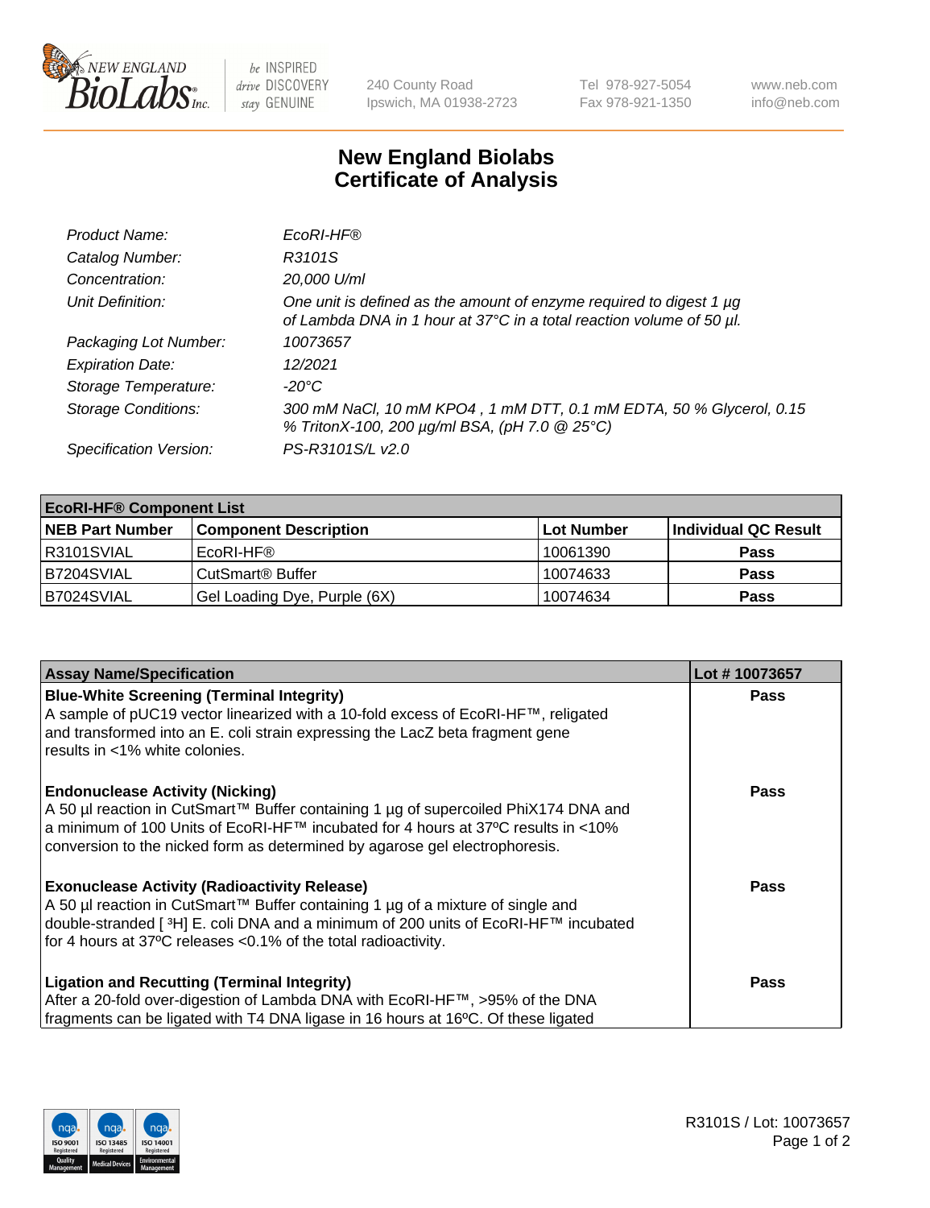New England BioLabs Inc. — be INSPIRED drive DISCOVERY stay GENUINE

240 County Road
Ipswich, MA 01938-2723

Tel 978-927-5054
Fax 978-921-1350

www.neb.com
info@neb.com

# New England Biolabs Certificate of Analysis

| | |
|---|---|
| *Product Name:* | *EcoRI-HF®* |
| *Catalog Number:* | *R3101S* |
| *Concentration:* | *20,000 U/ml* |
| *Unit Definition:* | *One unit is defined as the amount of enzyme required to digest 1 µg of Lambda DNA in 1 hour at 37°C in a total reaction volume of 50 µl.* |
| *Packaging Lot Number:* | *10073657* |
| *Expiration Date:* | *12/2021* |
| *Storage Temperature:* | *-20°C* |
| *Storage Conditions:* | *300 mM NaCl, 10 mM KPO4 , 1 mM DTT, 0.1 mM EDTA, 50 % Glycerol, 0.15 % TritonX-100, 200 µg/ml BSA, (pH 7.0 @ 25°C)* |
| *Specification Version:* | *PS-R3101S/L v2.0* |

| **EcoRI-HF® Component List** | | | |
|---|---|---|---|
| **NEB Part Number** | **Component Description** | **Lot Number** | **Individual QC Result** |
| R3101SVIAL | EcoRI-HF® | 10061390 | **Pass** |
| B7204SVIAL | CutSmart® Buffer | 10074633 | **Pass** |
| B7024SVIAL | Gel Loading Dye, Purple (6X) | 10074634 | **Pass** |

| **Assay Name/Specification** | **Lot # 10073657** |
|---|---|
| **Blue-White Screening (Terminal Integrity)** A sample of pUC19 vector linearized with a 10-fold excess of EcoRI-HF™, religated and transformed into an E. coli strain expressing the LacZ beta fragment gene results in <1% white colonies. | **Pass** |
| **Endonuclease Activity (Nicking)** A 50 µl reaction in CutSmart™ Buffer containing 1 µg of supercoiled PhiX174 DNA and a minimum of 100 Units of EcoRI-HF™ incubated for 4 hours at 37ºC results in <10% conversion to the nicked form as determined by agarose gel electrophoresis. | **Pass** |
| **Exonuclease Activity (Radioactivity Release)** A 50 µl reaction in CutSmart™ Buffer containing 1 µg of a mixture of single and double-stranded [ $^3$H] E. coli DNA and a minimum of 200 units of EcoRI-HF™ incubated for 4 hours at 37ºC releases <0.1% of the total radioactivity. | **Pass** |
| **Ligation and Recutting (Terminal Integrity)** After a 20-fold over-digestion of Lambda DNA with EcoRI-HF™, >95% of the DNA fragments can be ligated with T4 DNA ligase in 16 hours at 16ºC. Of these ligated | **Pass** |

R3101S / Lot: 10073657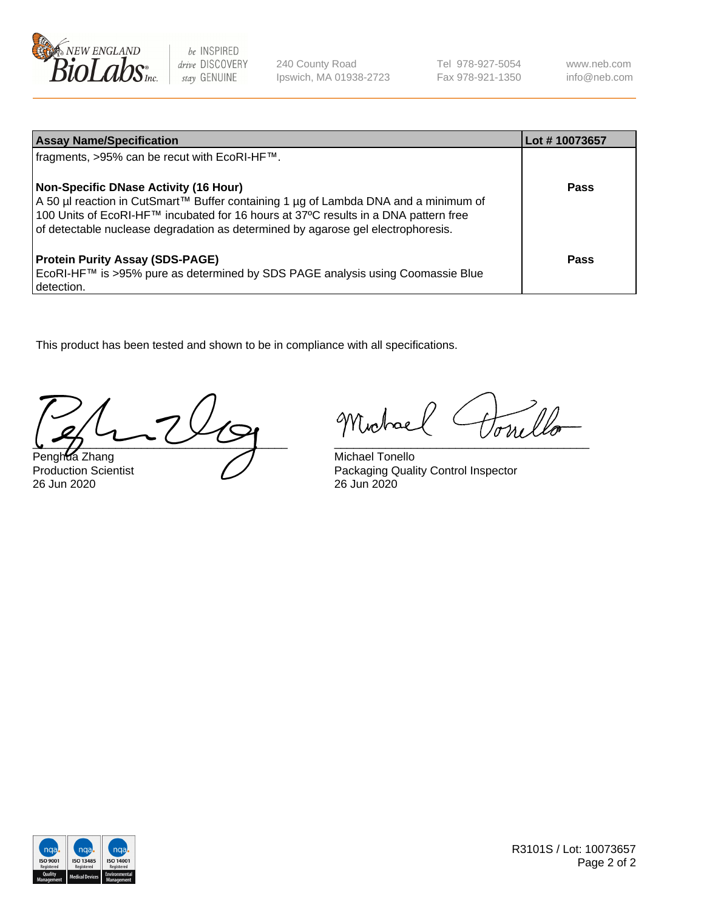240 County Road
Ipswich, MA 01938-2723

Tel 978-927-5054
Fax 978-921-1350

www.neb.com
info@neb.com

| Assay Name/Specification | Lot # 10073657 |
| --- | --- |
| fragments, >95% can be recut with EcoRI-HF™. | |
| **Non-Specific DNase Activity (16 Hour)**<br>A 50 µl reaction in CutSmart™ Buffer containing 1 µg of Lambda DNA and a minimum of 100 Units of EcoRI-HF™ incubated for 16 hours at 37ºC results in a DNA pattern free of detectable nuclease degradation as determined by agarose gel electrophoresis. | **Pass** |
| **Protein Purity Assay (SDS-PAGE)**<br>EcoRI-HF™ is >95% pure as determined by SDS PAGE analysis using Coomassie Blue detection. | **Pass** |

This product has been tested and shown to be in compliance with all specifications.

Penghua Zhang
Production Scientist
26 Jun 2020

Michael Tonello
Packaging Quality Control Inspector
26 Jun 2020

R3101S / Lot: 10073657